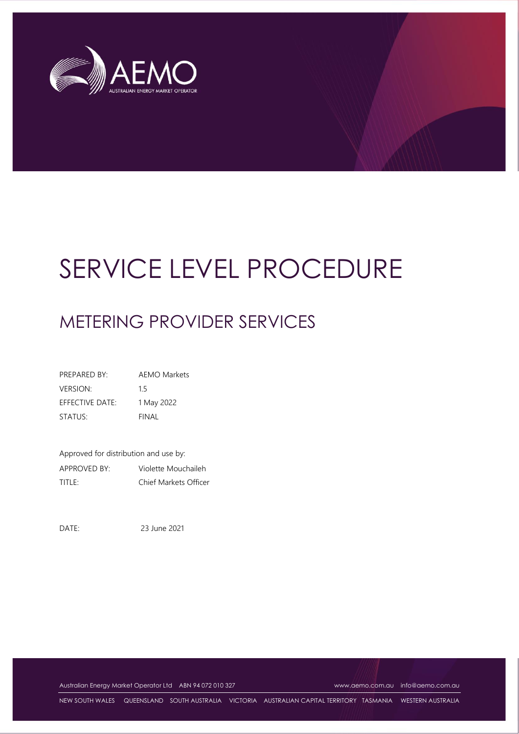# SERVICE LEVEL PROCEDURE

## METERING PROVIDER SERVICES

| | |
|---|---|
| PREPARED BY: | AEMO Markets |
| VERSION: | 1.5 |
| EFFECTIVE DATE: | 1 May 2022 |
| STATUS: | FINAL |

Approved for distribution and use by:

| | |
|---|---|
| APPROVED BY: | Violette Mouchaileh |
| TITLE: | Chief Markets Officer |

DATE: 23 June 2021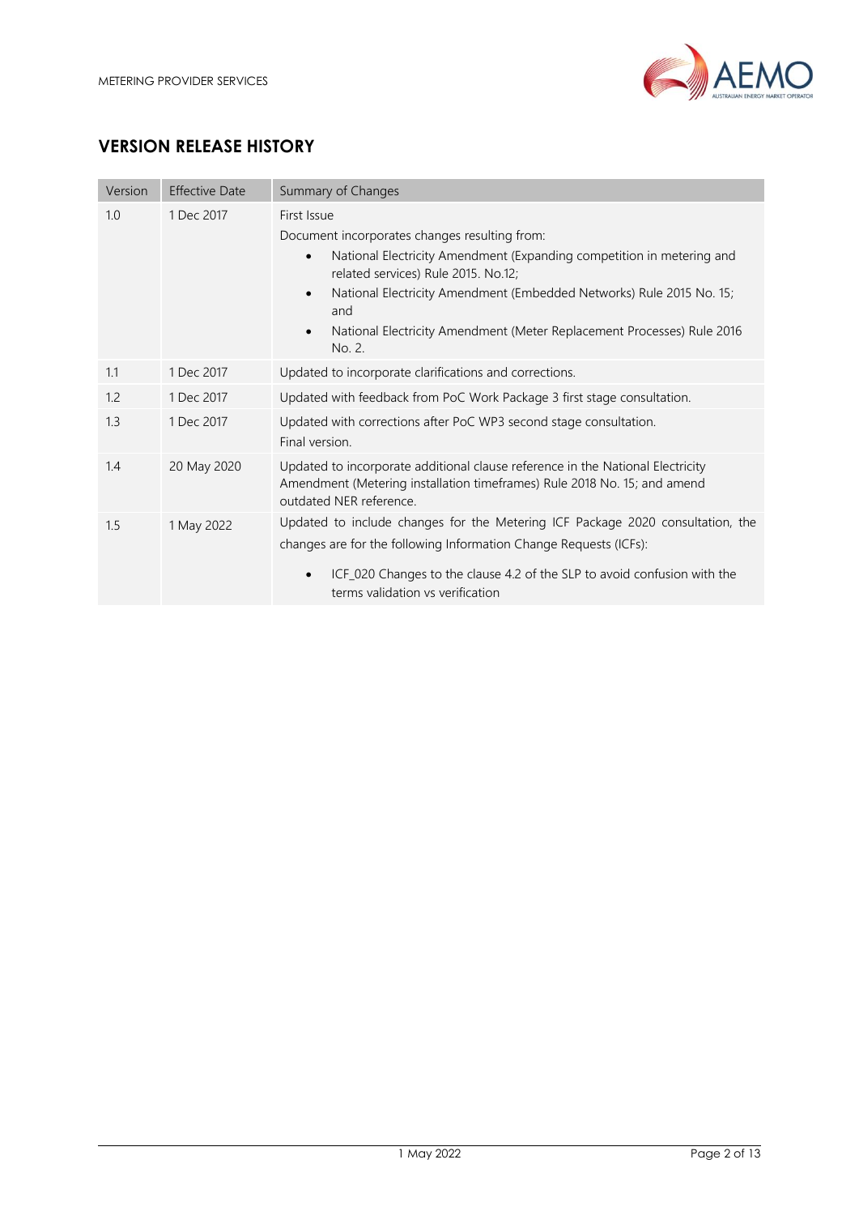## VERSION RELEASE HISTORY

| Version | Effective Date | Summary of Changes |
|---|---|---|
| 1.0 | 1 Dec 2017 | First Issue<br>Document incorporates changes resulting from:<br>• National Electricity Amendment (Expanding competition in metering and related services) Rule 2015. No.12;<br>• National Electricity Amendment (Embedded Networks) Rule 2015 No. 15; and<br>• National Electricity Amendment (Meter Replacement Processes) Rule 2016 No. 2. |
| 1.1 | 1 Dec 2017 | Updated to incorporate clarifications and corrections. |
| 1.2 | 1 Dec 2017 | Updated with feedback from PoC Work Package 3 first stage consultation. |
| 1.3 | 1 Dec 2017 | Updated with corrections after PoC WP3 second stage consultation.<br>Final version. |
| 1.4 | 20 May 2020 | Updated to incorporate additional clause reference in the National Electricity Amendment (Metering installation timeframes) Rule 2018 No. 15; and amend outdated NER reference. |
| 1.5 | 1 May 2022 | Updated to include changes for the Metering ICF Package 2020 consultation, the changes are for the following Information Change Requests (ICFs):<br>• ICF_020 Changes to the clause 4.2 of the SLP to avoid confusion with the terms validation vs verification |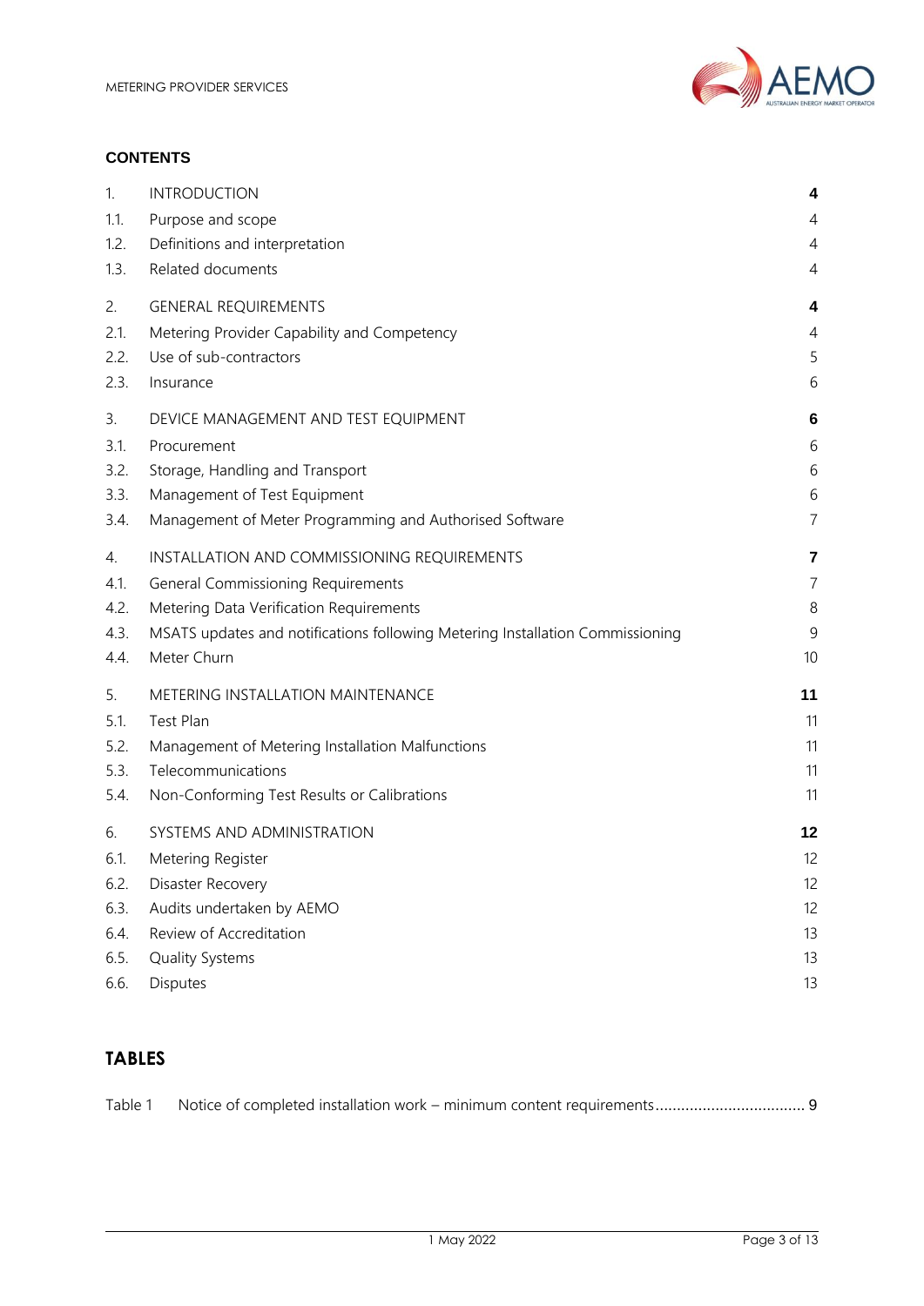**CONTENTS**

| | | |
|---|---|---|
| 1. | INTRODUCTION | **4** |
| 1.1. | Purpose and scope | 4 |
| 1.2. | Definitions and interpretation | 4 |
| 1.3. | Related documents | 4 |
| 2. | GENERAL REQUIREMENTS | **4** |
| 2.1. | Metering Provider Capability and Competency | 4 |
| 2.2. | Use of sub-contractors | 5 |
| 2.3. | Insurance | 6 |
| 3. | DEVICE MANAGEMENT AND TEST EQUIPMENT | **6** |
| 3.1. | Procurement | 6 |
| 3.2. | Storage, Handling and Transport | 6 |
| 3.3. | Management of Test Equipment | 6 |
| 3.4. | Management of Meter Programming and Authorised Software | 7 |
| 4. | INSTALLATION AND COMMISSIONING REQUIREMENTS | **7** |
| 4.1. | General Commissioning Requirements | 7 |
| 4.2. | Metering Data Verification Requirements | 8 |
| 4.3. | MSATS updates and notifications following Metering Installation Commissioning | 9 |
| 4.4. | Meter Churn | 10 |
| 5. | METERING INSTALLATION MAINTENANCE | **11** |
| 5.1. | Test Plan | 11 |
| 5.2. | Management of Metering Installation Malfunctions | 11 |
| 5.3. | Telecommunications | 11 |
| 5.4. | Non-Conforming Test Results or Calibrations | 11 |
| 6. | SYSTEMS AND ADMINISTRATION | **12** |
| 6.1. | Metering Register | 12 |
| 6.2. | Disaster Recovery | 12 |
| 6.3. | Audits undertaken by AEMO | 12 |
| 6.4. | Review of Accreditation | 13 |
| 6.5. | Quality Systems | 13 |
| 6.6. | Disputes | 13 |

## TABLES

Table 1 Notice of completed installation work – minimum content requirements .................................. 9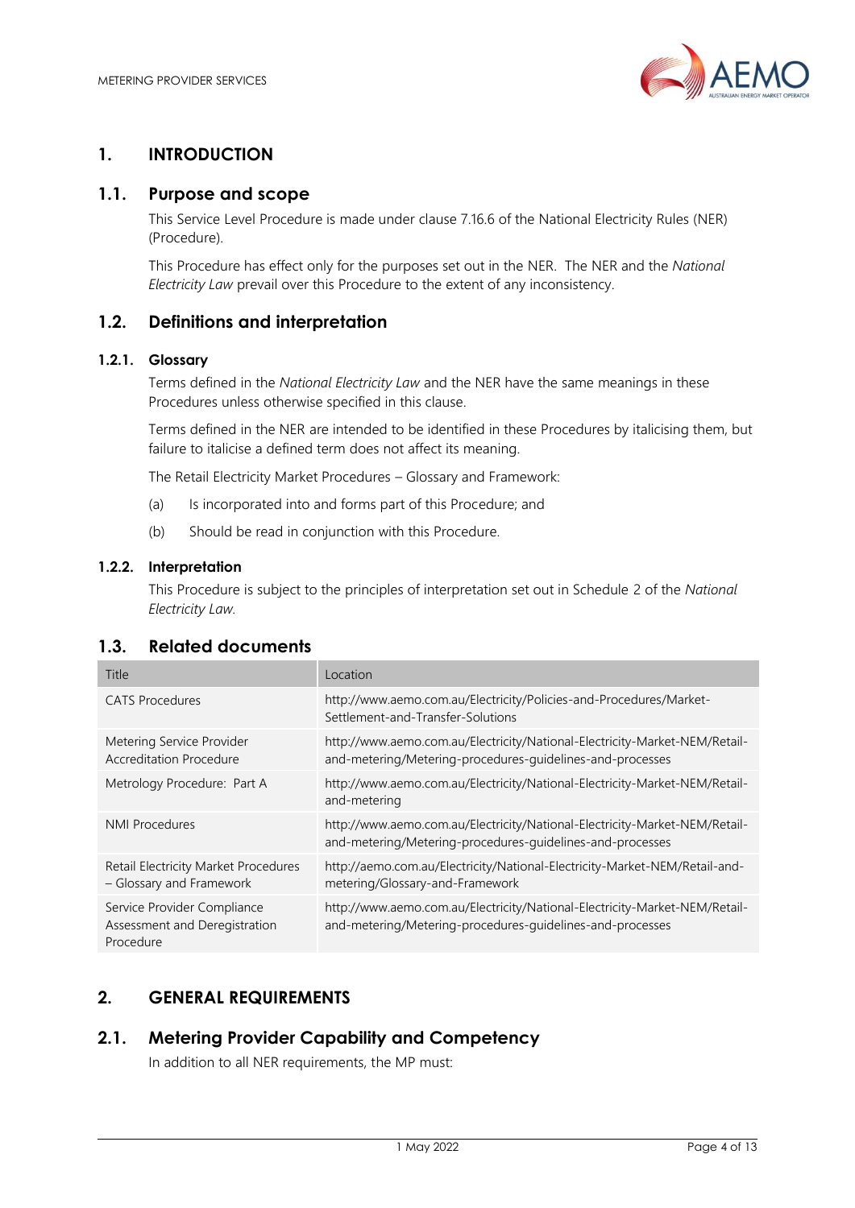# 1. INTRODUCTION

## 1.1. Purpose and scope

This Service Level Procedure is made under clause 7.16.6 of the National Electricity Rules (NER) (Procedure).

This Procedure has effect only for the purposes set out in the NER. The NER and the *National Electricity Law* prevail over this Procedure to the extent of any inconsistency.

## 1.2. Definitions and interpretation

### 1.2.1. Glossary

Terms defined in the *National Electricity Law* and the NER have the same meanings in these Procedures unless otherwise specified in this clause.

Terms defined in the NER are intended to be identified in these Procedures by italicising them, but failure to italicise a defined term does not affect its meaning.

The Retail Electricity Market Procedures – Glossary and Framework:

(a) Is incorporated into and forms part of this Procedure; and

(b) Should be read in conjunction with this Procedure.

### 1.2.2. Interpretation

This Procedure is subject to the principles of interpretation set out in Schedule 2 of the *National Electricity Law.*

## 1.3. Related documents

| Title | Location |
|---|---|
| CATS Procedures | http://www.aemo.com.au/Electricity/Policies-and-Procedures/Market-Settlement-and-Transfer-Solutions |
| Metering Service Provider Accreditation Procedure | http://www.aemo.com.au/Electricity/National-Electricity-Market-NEM/Retail-and-metering/Metering-procedures-guidelines-and-processes |
| Metrology Procedure: Part A | http://www.aemo.com.au/Electricity/National-Electricity-Market-NEM/Retail-and-metering |
| NMI Procedures | http://www.aemo.com.au/Electricity/National-Electricity-Market-NEM/Retail-and-metering/Metering-procedures-guidelines-and-processes |
| Retail Electricity Market Procedures – Glossary and Framework | http://aemo.com.au/Electricity/National-Electricity-Market-NEM/Retail-and-metering/Glossary-and-Framework |
| Service Provider Compliance Assessment and Deregistration Procedure | http://www.aemo.com.au/Electricity/National-Electricity-Market-NEM/Retail-and-metering/Metering-procedures-guidelines-and-processes |

# 2. GENERAL REQUIREMENTS

## 2.1. Metering Provider Capability and Competency

In addition to all NER requirements, the MP must: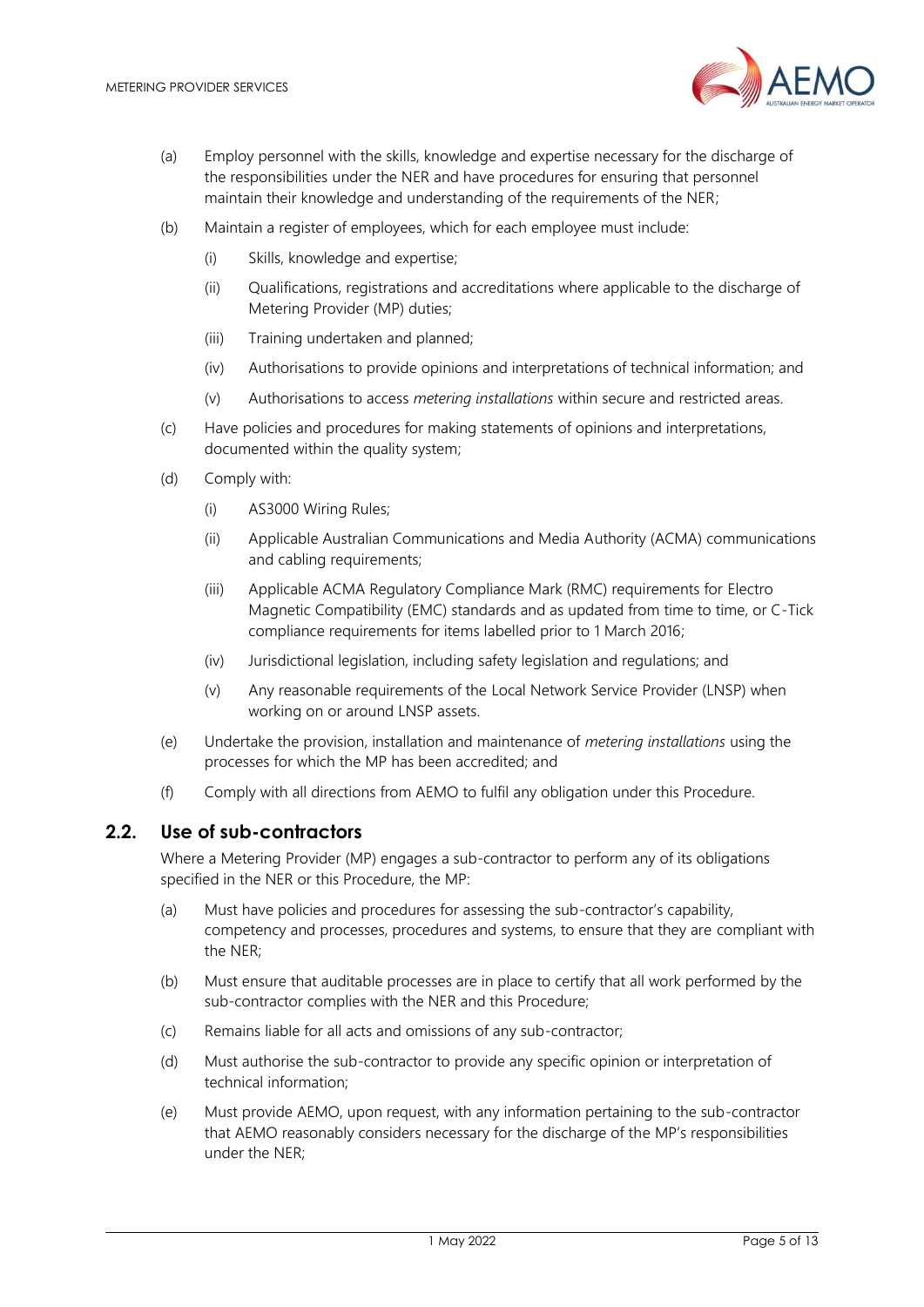(a) Employ personnel with the skills, knowledge and expertise necessary for the discharge of the responsibilities under the NER and have procedures for ensuring that personnel maintain their knowledge and understanding of the requirements of the NER;

(b) Maintain a register of employees, which for each employee must include:

  (i) Skills, knowledge and expertise;

  (ii) Qualifications, registrations and accreditations where applicable to the discharge of Metering Provider (MP) duties;

  (iii) Training undertaken and planned;

  (iv) Authorisations to provide opinions and interpretations of technical information; and

  (v) Authorisations to access *metering installations* within secure and restricted areas.

(c) Have policies and procedures for making statements of opinions and interpretations, documented within the quality system;

(d) Comply with:

  (i) AS3000 Wiring Rules;

  (ii) Applicable Australian Communications and Media Authority (ACMA) communications and cabling requirements;

  (iii) Applicable ACMA Regulatory Compliance Mark (RMC) requirements for Electro Magnetic Compatibility (EMC) standards and as updated from time to time, or C-Tick compliance requirements for items labelled prior to 1 March 2016;

  (iv) Jurisdictional legislation, including safety legislation and regulations; and

  (v) Any reasonable requirements of the Local Network Service Provider (LNSP) when working on or around LNSP assets.

(e) Undertake the provision, installation and maintenance of *metering installations* using the processes for which the MP has been accredited; and

(f) Comply with all directions from AEMO to fulfil any obligation under this Procedure.

## 2.2. Use of sub-contractors

Where a Metering Provider (MP) engages a sub-contractor to perform any of its obligations specified in the NER or this Procedure, the MP:

(a) Must have policies and procedures for assessing the sub-contractor's capability, competency and processes, procedures and systems, to ensure that they are compliant with the NER;

(b) Must ensure that auditable processes are in place to certify that all work performed by the sub-contractor complies with the NER and this Procedure;

(c) Remains liable for all acts and omissions of any sub-contractor;

(d) Must authorise the sub-contractor to provide any specific opinion or interpretation of technical information;

(e) Must provide AEMO, upon request, with any information pertaining to the sub-contractor that AEMO reasonably considers necessary for the discharge of the MP's responsibilities under the NER;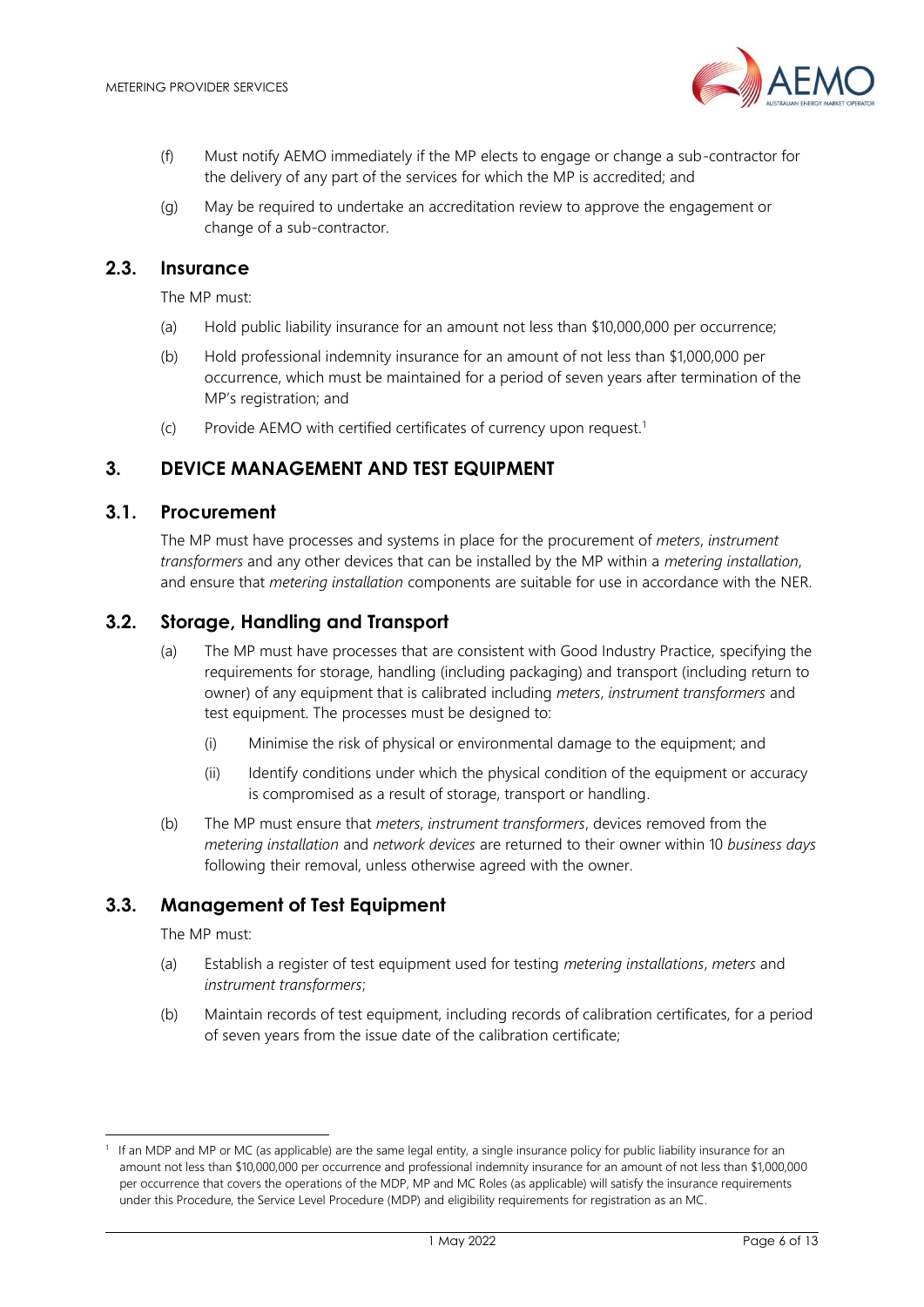(f) Must notify AEMO immediately if the MP elects to engage or change a sub-contractor for the delivery of any part of the services for which the MP is accredited; and

(g) May be required to undertake an accreditation review to approve the engagement or change of a sub-contractor.

## 2.3. Insurance

The MP must:

(a) Hold public liability insurance for an amount not less than $10,000,000 per occurrence;

(b) Hold professional indemnity insurance for an amount of not less than $1,000,000 per occurrence, which must be maintained for a period of seven years after termination of the MP's registration; and

(c) Provide AEMO with certified certificates of currency upon request.[1]

# 3. DEVICE MANAGEMENT AND TEST EQUIPMENT

## 3.1. Procurement

The MP must have processes and systems in place for the procurement of *meters*, *instrument transformers* and any other devices that can be installed by the MP within a *metering installation*, and ensure that *metering installation* components are suitable for use in accordance with the NER.

## 3.2. Storage, Handling and Transport

(a) The MP must have processes that are consistent with Good Industry Practice, specifying the requirements for storage, handling (including packaging) and transport (including return to owner) of any equipment that is calibrated including *meters*, *instrument transformers* and test equipment. The processes must be designed to:

  (i) Minimise the risk of physical or environmental damage to the equipment; and

  (ii) Identify conditions under which the physical condition of the equipment or accuracy is compromised as a result of storage, transport or handling.

(b) The MP must ensure that *meters*, *instrument transformers*, devices removed from the *metering installation* and *network devices* are returned to their owner within 10 *business days* following their removal, unless otherwise agreed with the owner.

## 3.3. Management of Test Equipment

The MP must:

(a) Establish a register of test equipment used for testing *metering installations*, *meters* and *instrument transformers*;

(b) Maintain records of test equipment, including records of calibration certificates, for a period of seven years from the issue date of the calibration certificate;

---

[1] If an MDP and MP or MC (as applicable) are the same legal entity, a single insurance policy for public liability insurance for an amount not less than $10,000,000 per occurrence and professional indemnity insurance for an amount of not less than $1,000,000 per occurrence that covers the operations of the MDP, MP and MC Roles (as applicable) will satisfy the insurance requirements under this Procedure, the Service Level Procedure (MDP) and eligibility requirements for registration as an MC.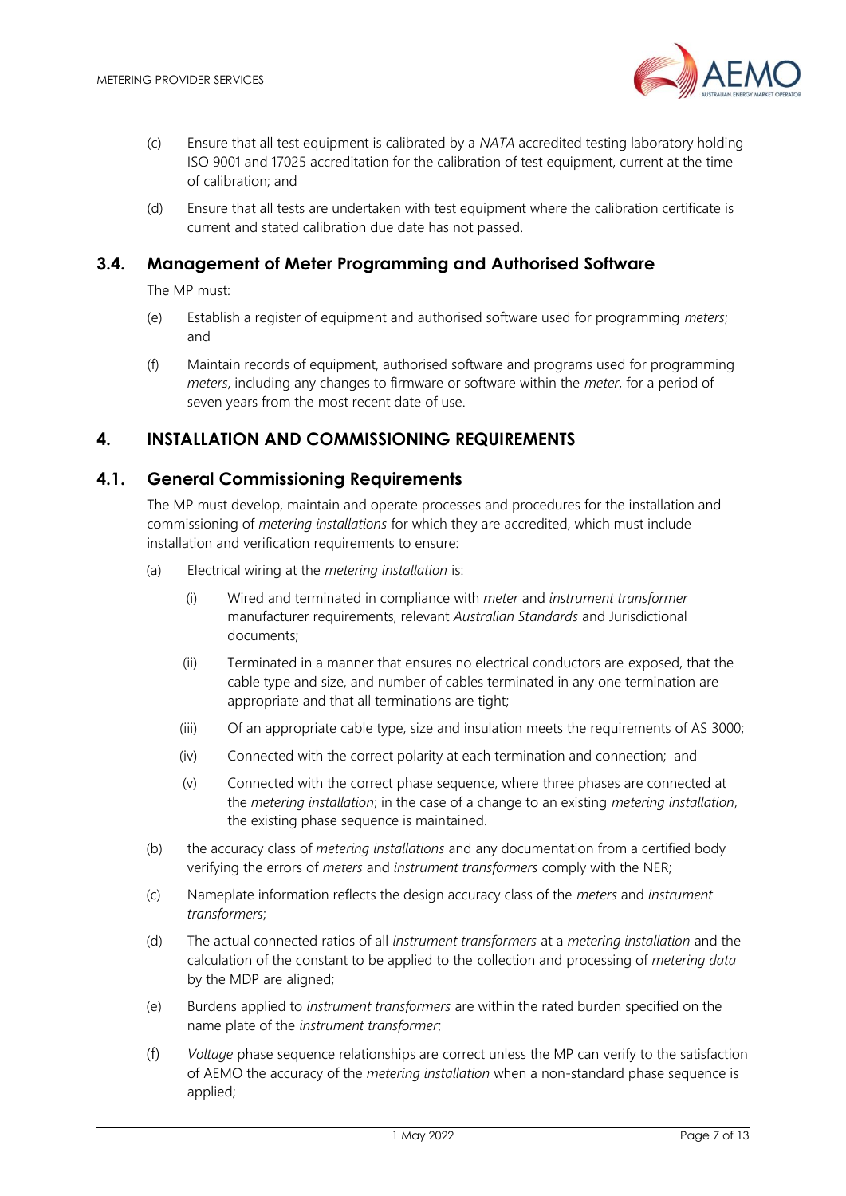(c) Ensure that all test equipment is calibrated by a *NATA* accredited testing laboratory holding ISO 9001 and 17025 accreditation for the calibration of test equipment, current at the time of calibration; and

(d) Ensure that all tests are undertaken with test equipment where the calibration certificate is current and stated calibration due date has not passed.

## 3.4. Management of Meter Programming and Authorised Software

The MP must:

(e) Establish a register of equipment and authorised software used for programming *meters*; and

(f) Maintain records of equipment, authorised software and programs used for programming *meters*, including any changes to firmware or software within the *meter*, for a period of seven years from the most recent date of use.

# 4. INSTALLATION AND COMMISSIONING REQUIREMENTS

## 4.1. General Commissioning Requirements

The MP must develop, maintain and operate processes and procedures for the installation and commissioning of *metering installations* for which they are accredited, which must include installation and verification requirements to ensure:

(a) Electrical wiring at the *metering installation* is:

  (i) Wired and terminated in compliance with *meter* and *instrument transformer* manufacturer requirements, relevant *Australian Standards* and Jurisdictional documents;

  (ii) Terminated in a manner that ensures no electrical conductors are exposed, that the cable type and size, and number of cables terminated in any one termination are appropriate and that all terminations are tight;

  (iii) Of an appropriate cable type, size and insulation meets the requirements of AS 3000;

  (iv) Connected with the correct polarity at each termination and connection; and

  (v) Connected with the correct phase sequence, where three phases are connected at the *metering installation*; in the case of a change to an existing *metering installation*, the existing phase sequence is maintained.

(b) the accuracy class of *metering installations* and any documentation from a certified body verifying the errors of *meters* and *instrument transformers* comply with the NER;

(c) Nameplate information reflects the design accuracy class of the *meters* and *instrument transformers*;

(d) The actual connected ratios of all *instrument transformers* at a *metering installation* and the calculation of the constant to be applied to the collection and processing of *metering data* by the MDP are aligned;

(e) Burdens applied to *instrument transformers* are within the rated burden specified on the name plate of the *instrument transformer*;

(f) *Voltage* phase sequence relationships are correct unless the MP can verify to the satisfaction of AEMO the accuracy of the *metering installation* when a non-standard phase sequence is applied;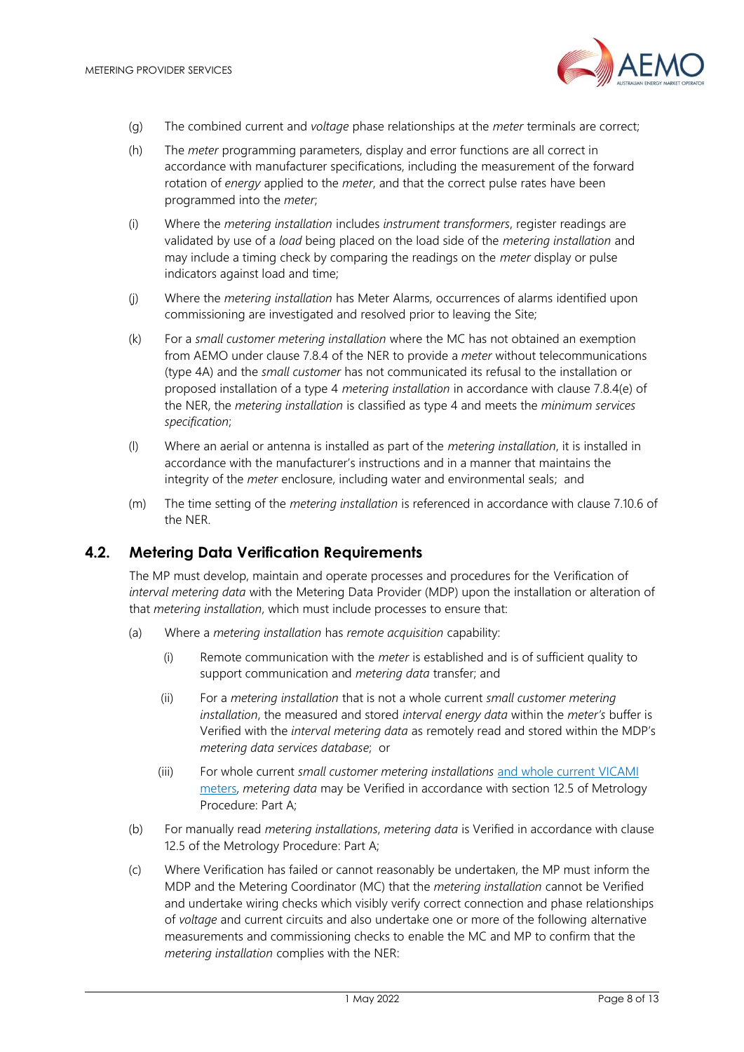(g) The combined current and *voltage* phase relationships at the *meter* terminals are correct;

(h) The *meter* programming parameters, display and error functions are all correct in accordance with manufacturer specifications, including the measurement of the forward rotation of *energy* applied to the *meter*, and that the correct pulse rates have been programmed into the *meter*;

(i) Where the *metering installation* includes *instrument transformers*, register readings are validated by use of a *load* being placed on the load side of the *metering installation* and may include a timing check by comparing the readings on the *meter* display or pulse indicators against load and time;

(j) Where the *metering installation* has Meter Alarms, occurrences of alarms identified upon commissioning are investigated and resolved prior to leaving the Site;

(k) For a *small customer metering installation* where the MC has not obtained an exemption from AEMO under clause 7.8.4 of the NER to provide a *meter* without telecommunications (type 4A) and the *small customer* has not communicated its refusal to the installation or proposed installation of a type 4 *metering installation* in accordance with clause 7.8.4(e) of the NER, the *metering installation* is classified as type 4 and meets the *minimum services specification*;

(l) Where an aerial or antenna is installed as part of the *metering installation*, it is installed in accordance with the manufacturer's instructions and in a manner that maintains the integrity of the *meter* enclosure, including water and environmental seals; and

(m) The time setting of the *metering installation* is referenced in accordance with clause 7.10.6 of the NER.

## 4.2. Metering Data Verification Requirements

The MP must develop, maintain and operate processes and procedures for the Verification of *interval metering data* with the Metering Data Provider (MDP) upon the installation or alteration of that *metering installation*, which must include processes to ensure that:

(a) Where a *metering installation* has *remote acquisition* capability:

  (i) Remote communication with the *meter* is established and is of sufficient quality to support communication and *metering data* transfer; and

  (ii) For a *metering installation* that is not a whole current *small customer metering installation*, the measured and stored *interval energy data* within the *meter's* buffer is Verified with the *interval metering data* as remotely read and stored within the MDP's *metering data services database*; or

  (iii) For whole current *small customer metering installations* and whole current VICAMI meters, *metering data* may be Verified in accordance with section 12.5 of Metrology Procedure: Part A;

(b) For manually read *metering installations*, *metering data* is Verified in accordance with clause 12.5 of the Metrology Procedure: Part A;

(c) Where Verification has failed or cannot reasonably be undertaken, the MP must inform the MDP and the Metering Coordinator (MC) that the *metering installation* cannot be Verified and undertake wiring checks which visibly verify correct connection and phase relationships of *voltage* and current circuits and also undertake one or more of the following alternative measurements and commissioning checks to enable the MC and MP to confirm that the *metering installation* complies with the NER: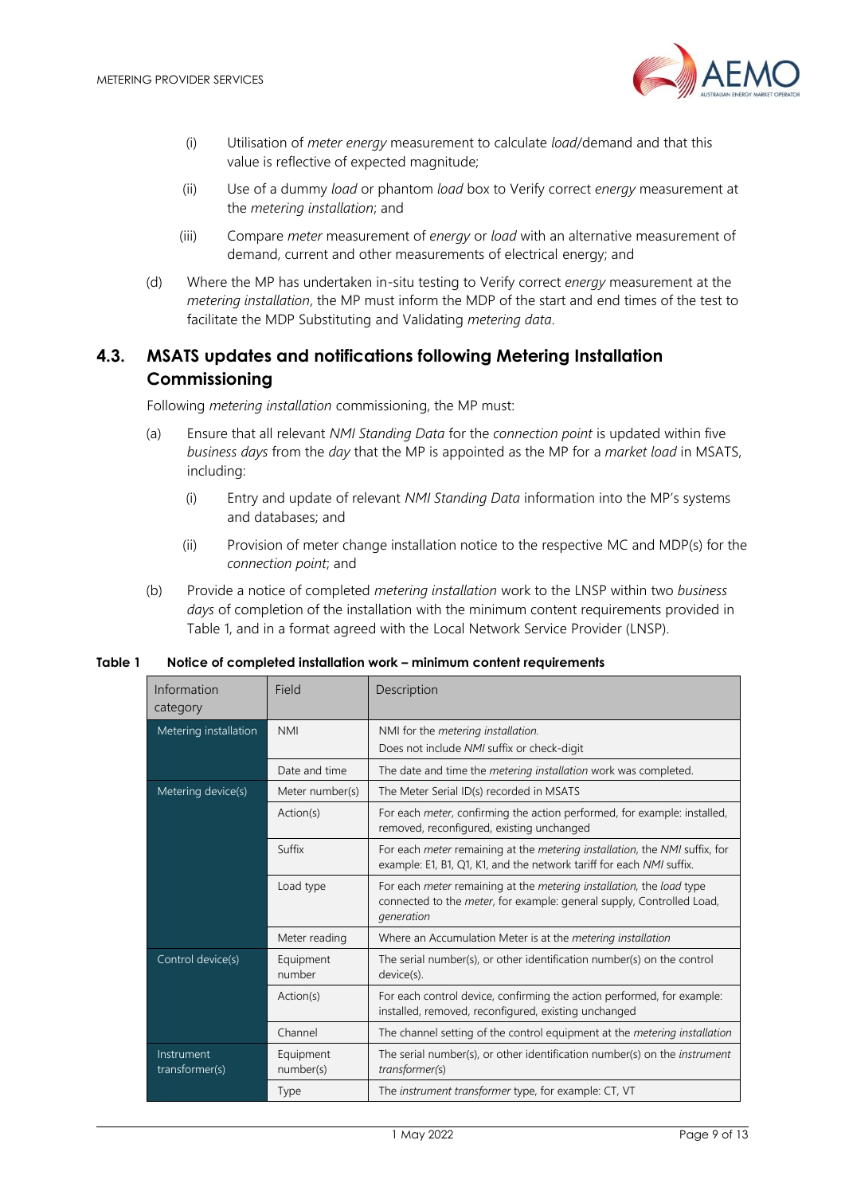(i) Utilisation of *meter energy* measurement to calculate *load*/demand and that this value is reflective of expected magnitude;

(ii) Use of a dummy *load* or phantom *load* box to Verify correct *energy* measurement at the *metering installation*; and

(iii) Compare *meter* measurement of *energy* or *load* with an alternative measurement of demand, current and other measurements of electrical energy; and

(d) Where the MP has undertaken in-situ testing to Verify correct *energy* measurement at the *metering installation*, the MP must inform the MDP of the start and end times of the test to facilitate the MDP Substituting and Validating *metering data*.

## 4.3. MSATS updates and notifications following Metering Installation Commissioning

Following *metering installation* commissioning, the MP must:

(a) Ensure that all relevant *NMI Standing Data* for the *connection point* is updated within five *business days* from the *day* that the MP is appointed as the MP for a *market load* in MSATS, including:

(i) Entry and update of relevant *NMI Standing Data* information into the MP's systems and databases; and

(ii) Provision of meter change installation notice to the respective MC and MDP(s) for the *connection point*; and

(b) Provide a notice of completed *metering installation* work to the LNSP within two *business days* of completion of the installation with the minimum content requirements provided in Table 1, and in a format agreed with the Local Network Service Provider (LNSP).

**Table 1 Notice of completed installation work – minimum content requirements**

| Information category | Field | Description |
|---|---|---|
| Metering installation | NMI | NMI for the *metering installation*. Does not include *NMI* suffix or check-digit |
| | Date and time | The date and time the *metering installation* work was completed. |
| Metering device(s) | Meter number(s) | The Meter Serial ID(s) recorded in MSATS |
| | Action(s) | For each *meter*, confirming the action performed, for example: installed, removed, reconfigured, existing unchanged |
| | Suffix | For each *meter* remaining at the *metering installation*, the *NMI* suffix, for example: E1, B1, Q1, K1, and the network tariff for each *NMI* suffix. |
| | Load type | For each *meter* remaining at the *metering installation*, the *load* type connected to the *meter*, for example: general supply, Controlled Load, *generation* |
| | Meter reading | Where an Accumulation Meter is at the *metering installation* |
| Control device(s) | Equipment number | The serial number(s), or other identification number(s) on the control device(s). |
| | Action(s) | For each control device, confirming the action performed, for example: installed, removed, reconfigured, existing unchanged |
| | Channel | The channel setting of the control equipment at the *metering installation* |
| Instrument transformer(s) | Equipment number(s) | The serial number(s), or other identification number(s) on the *instrument transformer(s)* |
| | Type | The *instrument transformer* type, for example: CT, VT |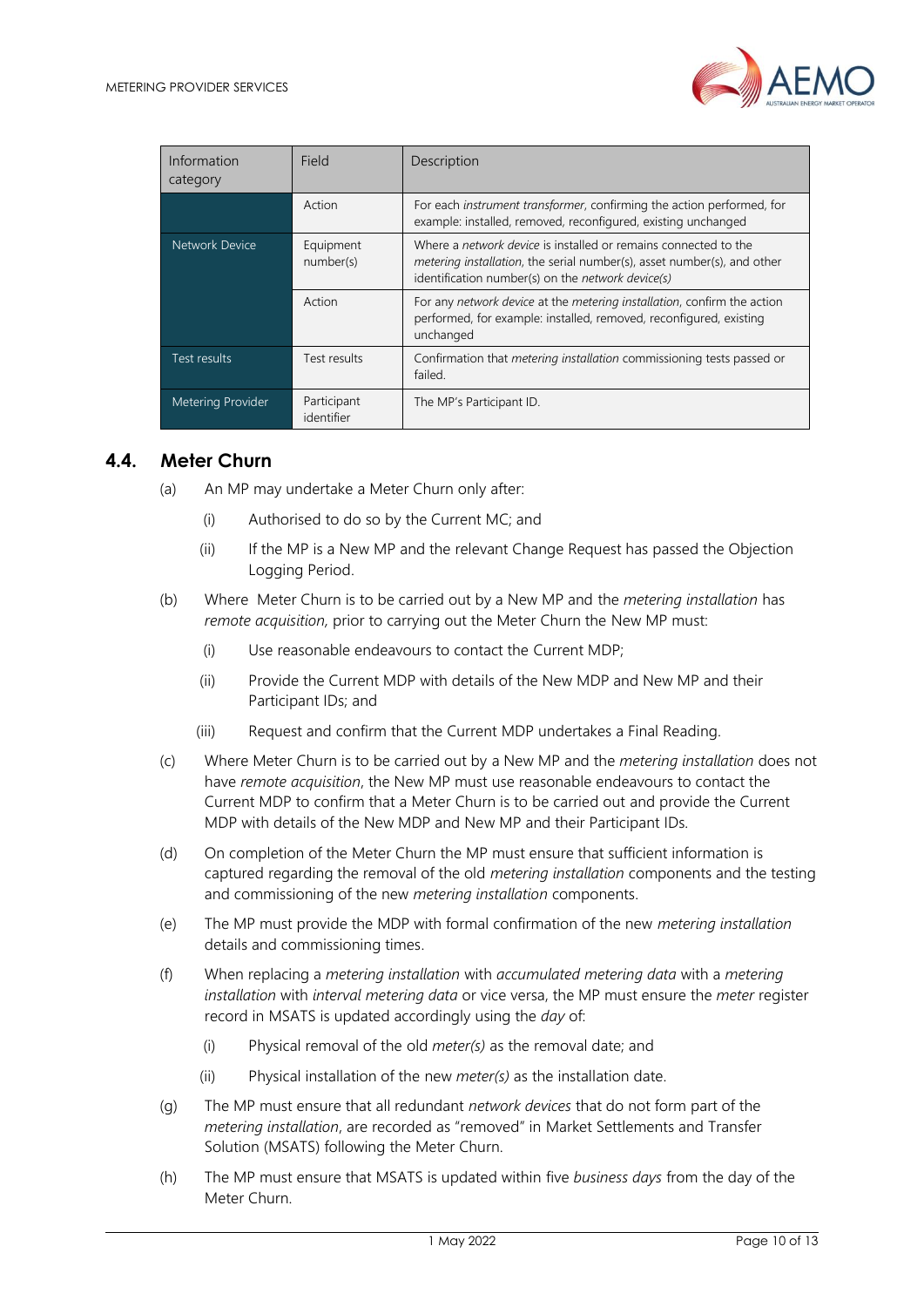| Information category | Field | Description |
|---|---|---|
| | Action | For each *instrument transformer*, confirming the action performed, for example: installed, removed, reconfigured, existing unchanged |
| Network Device | Equipment number(s) | Where a *network device* is installed or remains connected to the *metering installation*, the serial number(s), asset number(s), and other identification number(s) on the *network device(s)* |
| | Action | For any *network device* at the *metering installation*, confirm the action performed, for example: installed, removed, reconfigured, existing unchanged |
| Test results | Test results | Confirmation that *metering installation* commissioning tests passed or failed. |
| Metering Provider | Participant identifier | The MP's Participant ID. |

## 4.4. Meter Churn

(a) An MP may undertake a Meter Churn only after:

 (i) Authorised to do so by the Current MC; and

 (ii) If the MP is a New MP and the relevant Change Request has passed the Objection Logging Period.

(b) Where Meter Churn is to be carried out by a New MP and the *metering installation* has *remote acquisition,* prior to carrying out the Meter Churn the New MP must:

 (i) Use reasonable endeavours to contact the Current MDP;

 (ii) Provide the Current MDP with details of the New MDP and New MP and their Participant IDs; and

 (iii) Request and confirm that the Current MDP undertakes a Final Reading.

(c) Where Meter Churn is to be carried out by a New MP and the *metering installation* does not have *remote acquisition*, the New MP must use reasonable endeavours to contact the Current MDP to confirm that a Meter Churn is to be carried out and provide the Current MDP with details of the New MDP and New MP and their Participant IDs.

(d) On completion of the Meter Churn the MP must ensure that sufficient information is captured regarding the removal of the old *metering installation* components and the testing and commissioning of the new *metering installation* components.

(e) The MP must provide the MDP with formal confirmation of the new *metering installation* details and commissioning times.

(f) When replacing a *metering installation* with *accumulated metering data* with a *metering installation* with *interval metering data* or vice versa, the MP must ensure the *meter* register record in MSATS is updated accordingly using the *day* of:

 (i) Physical removal of the old *meter(s)* as the removal date; and

 (ii) Physical installation of the new *meter(s)* as the installation date.

(g) The MP must ensure that all redundant *network devices* that do not form part of the *metering installation*, are recorded as "removed" in Market Settlements and Transfer Solution (MSATS) following the Meter Churn.

(h) The MP must ensure that MSATS is updated within five *business days* from the day of the Meter Churn.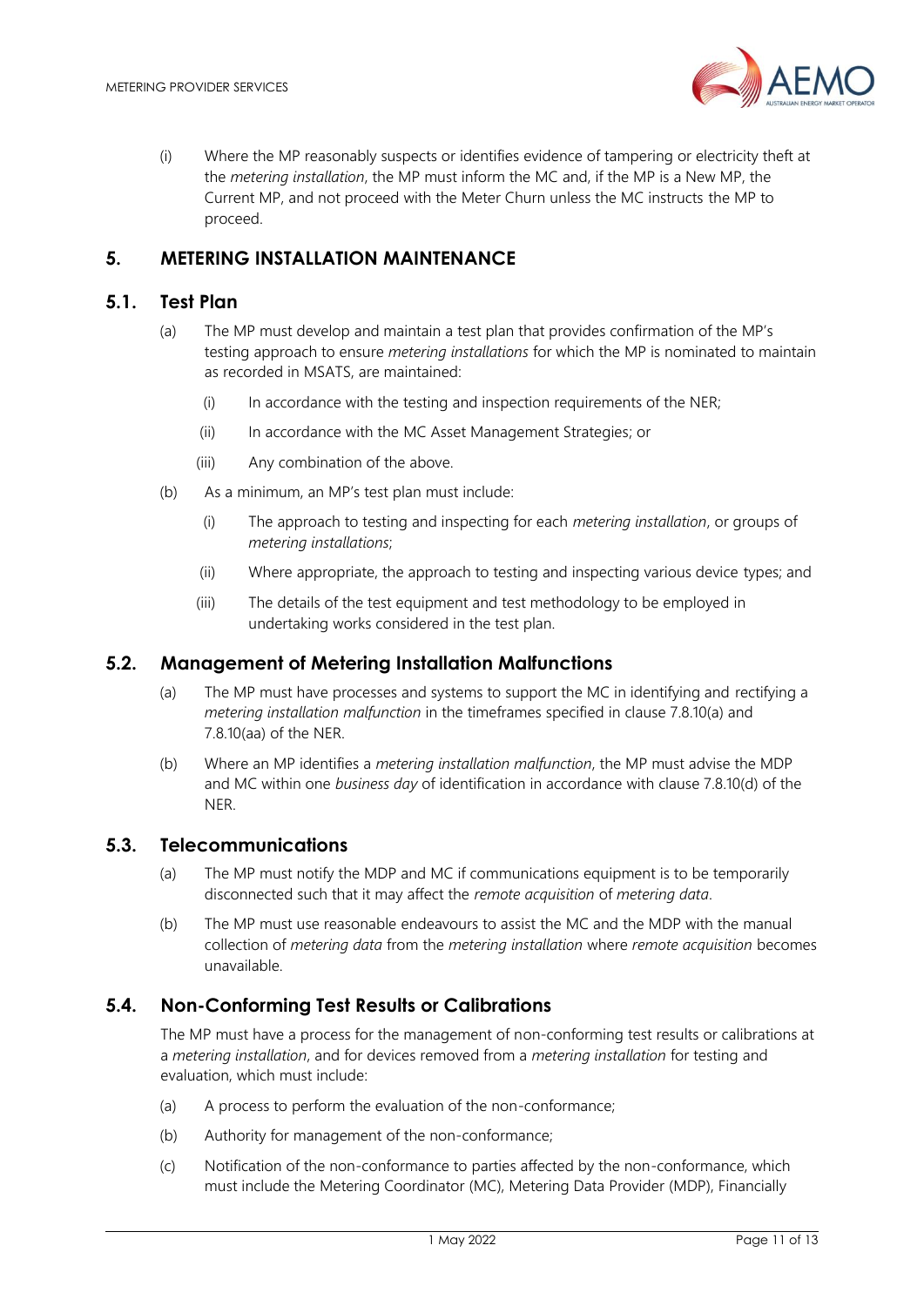(i) Where the MP reasonably suspects or identifies evidence of tampering or electricity theft at the *metering installation*, the MP must inform the MC and, if the MP is a New MP, the Current MP, and not proceed with the Meter Churn unless the MC instructs the MP to proceed.

## 5. METERING INSTALLATION MAINTENANCE

### 5.1. Test Plan

(a) The MP must develop and maintain a test plan that provides confirmation of the MP's testing approach to ensure *metering installations* for which the MP is nominated to maintain as recorded in MSATS, are maintained:

  (i) In accordance with the testing and inspection requirements of the NER;

  (ii) In accordance with the MC Asset Management Strategies; or

  (iii) Any combination of the above.

(b) As a minimum, an MP's test plan must include:

  (i) The approach to testing and inspecting for each *metering installation*, or groups of *metering installations*;

  (ii) Where appropriate, the approach to testing and inspecting various device types; and

  (iii) The details of the test equipment and test methodology to be employed in undertaking works considered in the test plan.

### 5.2. Management of Metering Installation Malfunctions

(a) The MP must have processes and systems to support the MC in identifying and rectifying a *metering installation malfunction* in the timeframes specified in clause 7.8.10(a) and 7.8.10(aa) of the NER.

(b) Where an MP identifies a *metering installation malfunction*, the MP must advise the MDP and MC within one *business day* of identification in accordance with clause 7.8.10(d) of the NER.

### 5.3. Telecommunications

(a) The MP must notify the MDP and MC if communications equipment is to be temporarily disconnected such that it may affect the *remote acquisition* of *metering data*.

(b) The MP must use reasonable endeavours to assist the MC and the MDP with the manual collection of *metering data* from the *metering installation* where *remote acquisition* becomes unavailable.

### 5.4. Non-Conforming Test Results or Calibrations

The MP must have a process for the management of non-conforming test results or calibrations at a *metering installation*, and for devices removed from a *metering installation* for testing and evaluation, which must include:

(a) A process to perform the evaluation of the non-conformance;

(b) Authority for management of the non-conformance;

(c) Notification of the non-conformance to parties affected by the non-conformance, which must include the Metering Coordinator (MC), Metering Data Provider (MDP), Financially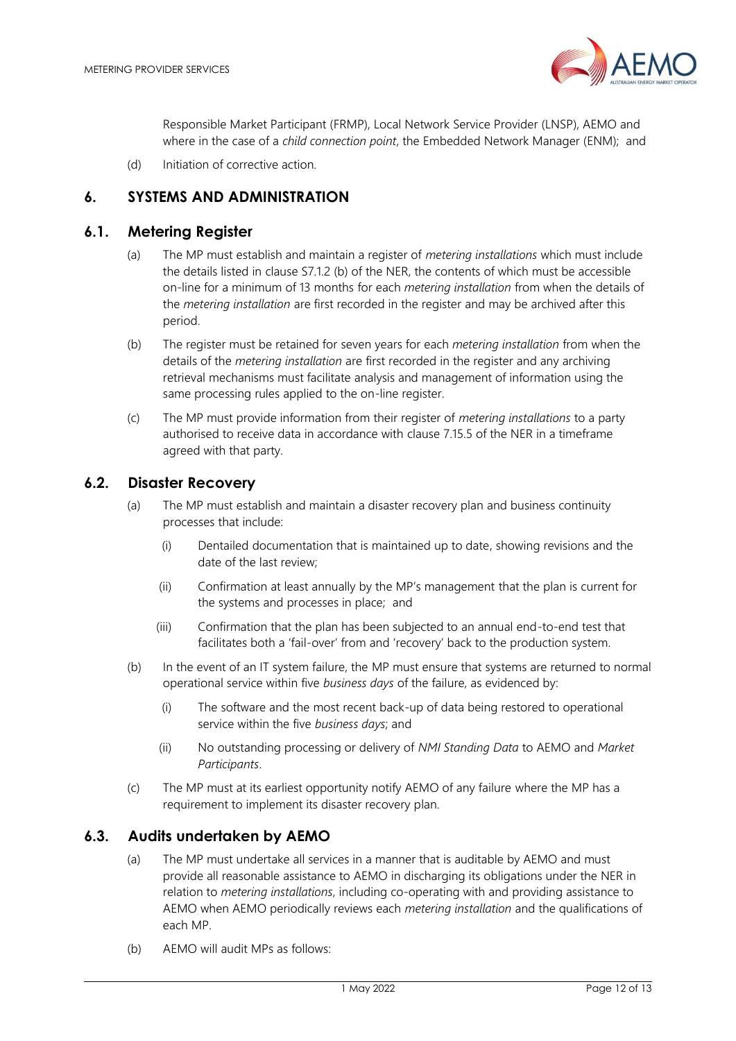Responsible Market Participant (FRMP), Local Network Service Provider (LNSP), AEMO and where in the case of a *child connection point*, the Embedded Network Manager (ENM); and

(d) Initiation of corrective action.

## 6. SYSTEMS AND ADMINISTRATION

### 6.1. Metering Register

(a) The MP must establish and maintain a register of *metering installations* which must include the details listed in clause S7.1.2 (b) of the NER, the contents of which must be accessible on-line for a minimum of 13 months for each *metering installation* from when the details of the *metering installation* are first recorded in the register and may be archived after this period.

(b) The register must be retained for seven years for each *metering installation* from when the details of the *metering installation* are first recorded in the register and any archiving retrieval mechanisms must facilitate analysis and management of information using the same processing rules applied to the on-line register.

(c) The MP must provide information from their register of *metering installations* to a party authorised to receive data in accordance with clause 7.15.5 of the NER in a timeframe agreed with that party.

### 6.2. Disaster Recovery

(a) The MP must establish and maintain a disaster recovery plan and business continuity processes that include:

(i) Dentailed documentation that is maintained up to date, showing revisions and the date of the last review;

(ii) Confirmation at least annually by the MP's management that the plan is current for the systems and processes in place; and

(iii) Confirmation that the plan has been subjected to an annual end-to-end test that facilitates both a 'fail-over' from and 'recovery' back to the production system.

(b) In the event of an IT system failure, the MP must ensure that systems are returned to normal operational service within five *business days* of the failure, as evidenced by:

(i) The software and the most recent back-up of data being restored to operational service within the five *business days*; and

(ii) No outstanding processing or delivery of *NMI Standing Data* to AEMO and *Market Participants*.

(c) The MP must at its earliest opportunity notify AEMO of any failure where the MP has a requirement to implement its disaster recovery plan.

### 6.3. Audits undertaken by AEMO

(a) The MP must undertake all services in a manner that is auditable by AEMO and must provide all reasonable assistance to AEMO in discharging its obligations under the NER in relation to *metering installations*, including co-operating with and providing assistance to AEMO when AEMO periodically reviews each *metering installation* and the qualifications of each MP.

(b) AEMO will audit MPs as follows: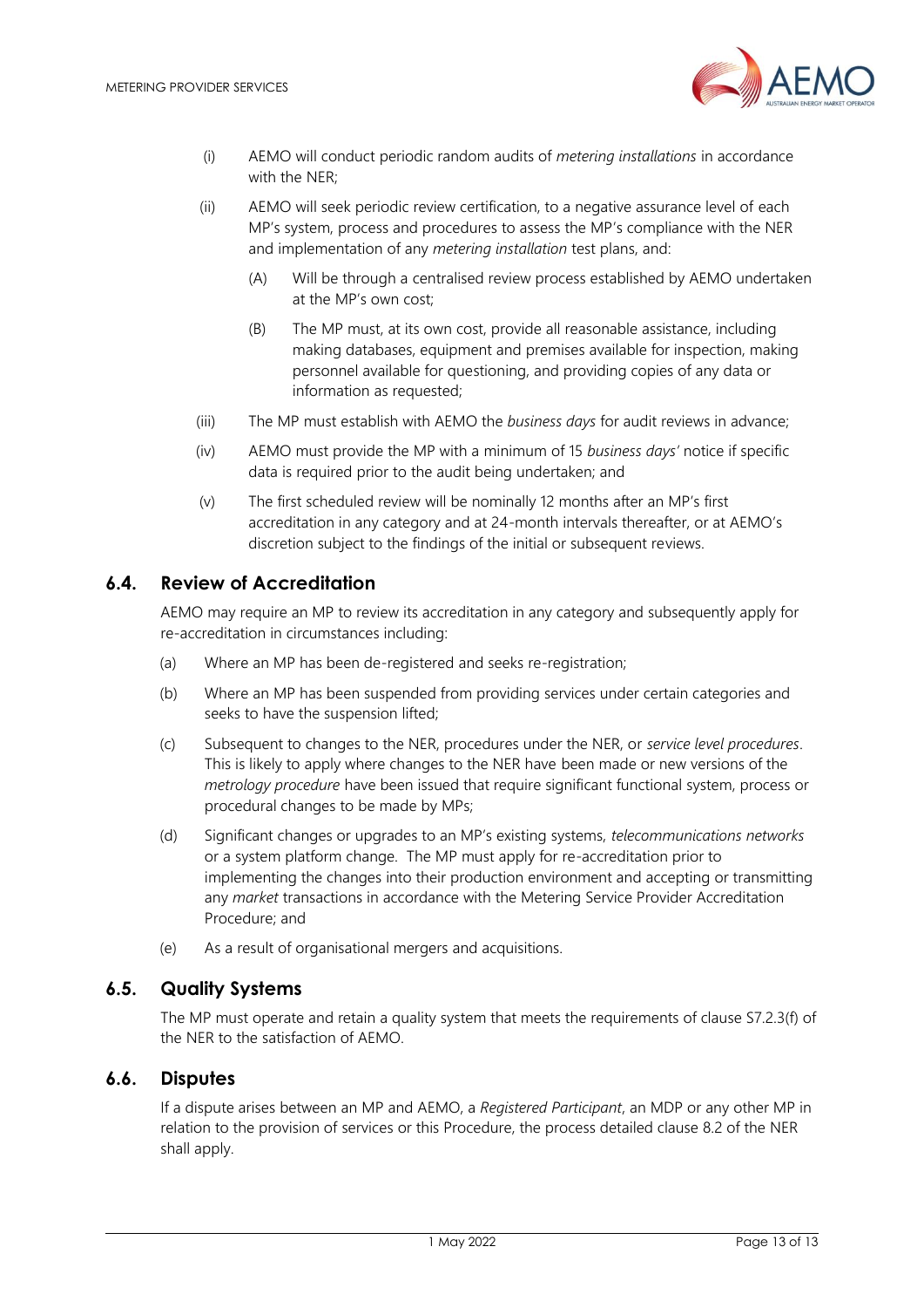(i) AEMO will conduct periodic random audits of *metering installations* in accordance with the NER;

(ii) AEMO will seek periodic review certification, to a negative assurance level of each MP's system, process and procedures to assess the MP's compliance with the NER and implementation of any *metering installation* test plans, and:

   (A) Will be through a centralised review process established by AEMO undertaken at the MP's own cost;

   (B) The MP must, at its own cost, provide all reasonable assistance, including making databases, equipment and premises available for inspection, making personnel available for questioning, and providing copies of any data or information as requested;

(iii) The MP must establish with AEMO the *business days* for audit reviews in advance;

(iv) AEMO must provide the MP with a minimum of 15 *business days'* notice if specific data is required prior to the audit being undertaken; and

(v) The first scheduled review will be nominally 12 months after an MP's first accreditation in any category and at 24-month intervals thereafter, or at AEMO's discretion subject to the findings of the initial or subsequent reviews.

## 6.4. Review of Accreditation

AEMO may require an MP to review its accreditation in any category and subsequently apply for re-accreditation in circumstances including:

(a) Where an MP has been de-registered and seeks re-registration;

(b) Where an MP has been suspended from providing services under certain categories and seeks to have the suspension lifted;

(c) Subsequent to changes to the NER, procedures under the NER, or *service level procedures*. This is likely to apply where changes to the NER have been made or new versions of the *metrology procedure* have been issued that require significant functional system, process or procedural changes to be made by MPs;

(d) Significant changes or upgrades to an MP's existing systems, *telecommunications networks* or a system platform change. The MP must apply for re-accreditation prior to implementing the changes into their production environment and accepting or transmitting any *market* transactions in accordance with the Metering Service Provider Accreditation Procedure; and

(e) As a result of organisational mergers and acquisitions.

## 6.5. Quality Systems

The MP must operate and retain a quality system that meets the requirements of clause S7.2.3(f) of the NER to the satisfaction of AEMO.

## 6.6. Disputes

If a dispute arises between an MP and AEMO, a *Registered Participant*, an MDP or any other MP in relation to the provision of services or this Procedure, the process detailed clause 8.2 of the NER shall apply.